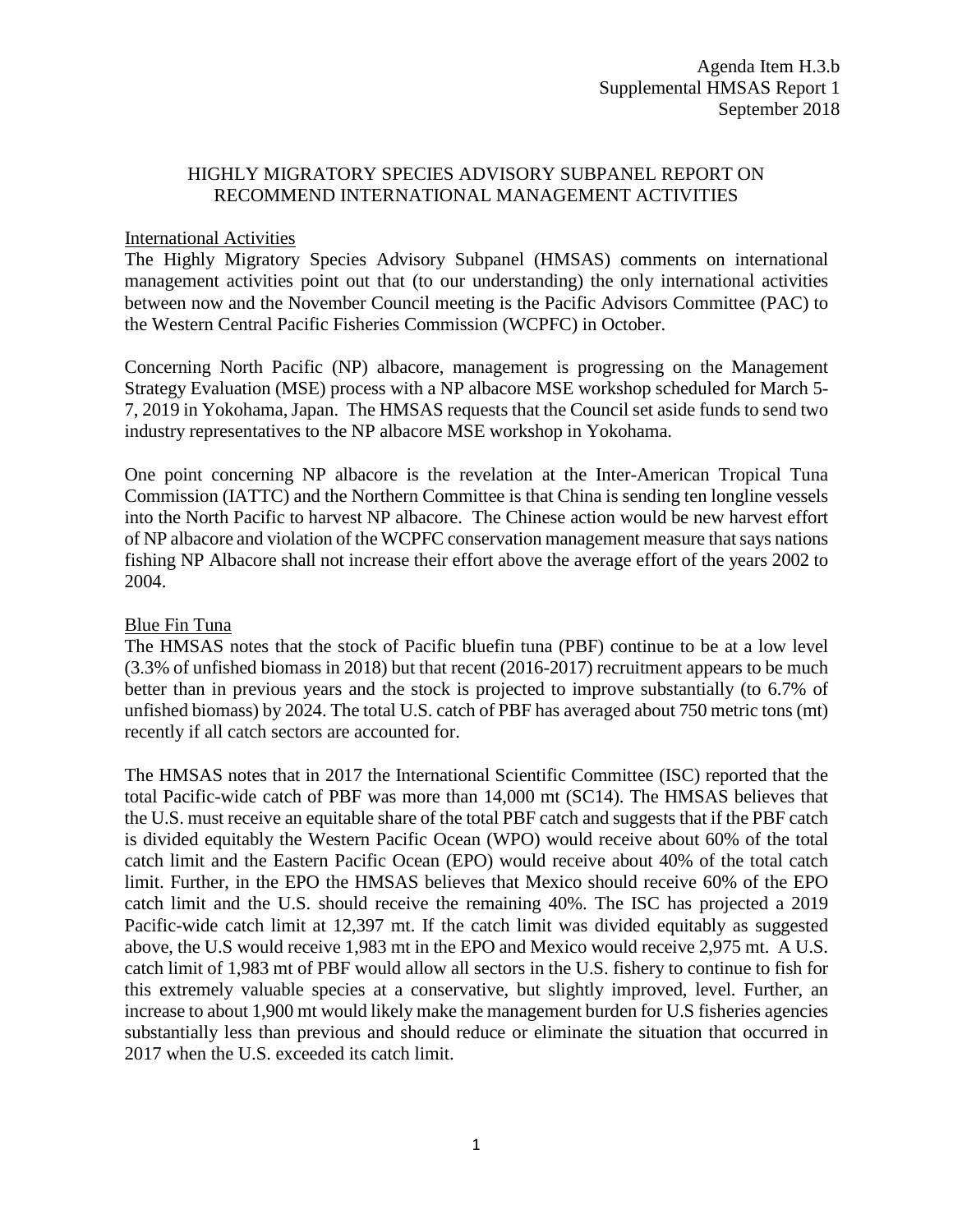Agenda Item H.3.b
Supplemental HMSAS Report 1
September 2018

# HIGHLY MIGRATORY SPECIES ADVISORY SUBPANEL REPORT ON RECOMMEND INTERNATIONAL MANAGEMENT ACTIVITIES

## International Activities

The Highly Migratory Species Advisory Subpanel (HMSAS) comments on international management activities point out that (to our understanding) the only international activities between now and the November Council meeting is the Pacific Advisors Committee (PAC) to the Western Central Pacific Fisheries Commission (WCPFC) in October.

Concerning North Pacific (NP) albacore, management is progressing on the Management Strategy Evaluation (MSE) process with a NP albacore MSE workshop scheduled for March 5-7, 2019 in Yokohama, Japan. The HMSAS requests that the Council set aside funds to send two industry representatives to the NP albacore MSE workshop in Yokohama.

One point concerning NP albacore is the revelation at the Inter-American Tropical Tuna Commission (IATTC) and the Northern Committee is that China is sending ten longline vessels into the North Pacific to harvest NP albacore. The Chinese action would be new harvest effort of NP albacore and violation of the WCPFC conservation management measure that says nations fishing NP Albacore shall not increase their effort above the average effort of the years 2002 to 2004.

## Blue Fin Tuna

The HMSAS notes that the stock of Pacific bluefin tuna (PBF) continue to be at a low level (3.3% of unfished biomass in 2018) but that recent (2016-2017) recruitment appears to be much better than in previous years and the stock is projected to improve substantially (to 6.7% of unfished biomass) by 2024. The total U.S. catch of PBF has averaged about 750 metric tons (mt) recently if all catch sectors are accounted for.

The HMSAS notes that in 2017 the International Scientific Committee (ISC) reported that the total Pacific-wide catch of PBF was more than 14,000 mt (SC14). The HMSAS believes that the U.S. must receive an equitable share of the total PBF catch and suggests that if the PBF catch is divided equitably the Western Pacific Ocean (WPO) would receive about 60% of the total catch limit and the Eastern Pacific Ocean (EPO) would receive about 40% of the total catch limit. Further, in the EPO the HMSAS believes that Mexico should receive 60% of the EPO catch limit and the U.S. should receive the remaining 40%. The ISC has projected a 2019 Pacific-wide catch limit at 12,397 mt. If the catch limit was divided equitably as suggested above, the U.S would receive 1,983 mt in the EPO and Mexico would receive 2,975 mt. A U.S. catch limit of 1,983 mt of PBF would allow all sectors in the U.S. fishery to continue to fish for this extremely valuable species at a conservative, but slightly improved, level. Further, an increase to about 1,900 mt would likely make the management burden for U.S fisheries agencies substantially less than previous and should reduce or eliminate the situation that occurred in 2017 when the U.S. exceeded its catch limit.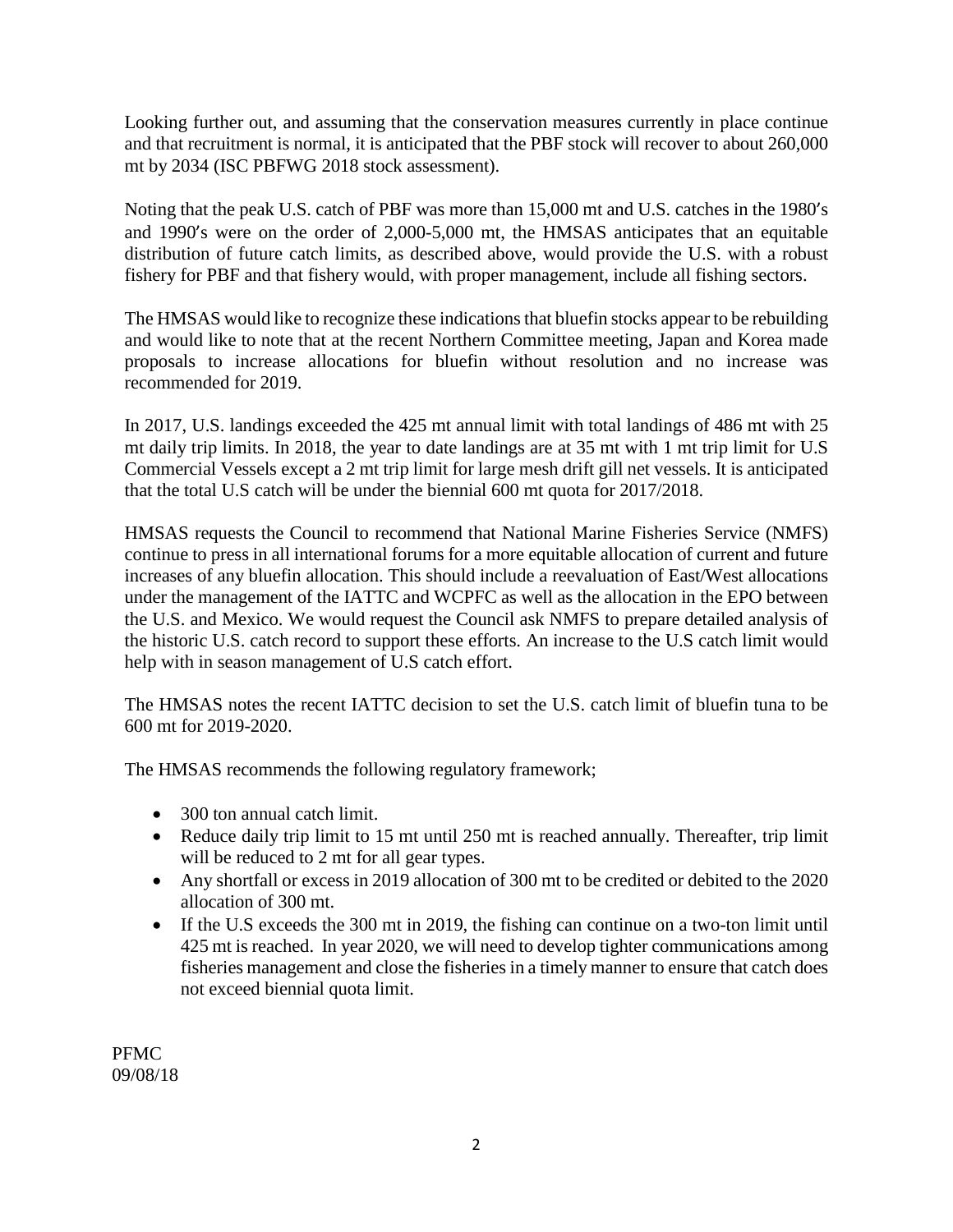Looking further out, and assuming that the conservation measures currently in place continue and that recruitment is normal, it is anticipated that the PBF stock will recover to about 260,000 mt by 2034 (ISC PBFWG 2018 stock assessment).

Noting that the peak U.S. catch of PBF was more than 15,000 mt and U.S. catches in the 1980's and 1990's were on the order of 2,000-5,000 mt, the HMSAS anticipates that an equitable distribution of future catch limits, as described above, would provide the U.S. with a robust fishery for PBF and that fishery would, with proper management, include all fishing sectors.

The HMSAS would like to recognize these indications that bluefin stocks appear to be rebuilding and would like to note that at the recent Northern Committee meeting, Japan and Korea made proposals to increase allocations for bluefin without resolution and no increase was recommended for 2019.

In 2017, U.S. landings exceeded the 425 mt annual limit with total landings of 486 mt with 25 mt daily trip limits. In 2018, the year to date landings are at 35 mt with 1 mt trip limit for U.S Commercial Vessels except a 2 mt trip limit for large mesh drift gill net vessels. It is anticipated that the total U.S catch will be under the biennial 600 mt quota for 2017/2018.

HMSAS requests the Council to recommend that National Marine Fisheries Service (NMFS) continue to press in all international forums for a more equitable allocation of current and future increases of any bluefin allocation. This should include a reevaluation of East/West allocations under the management of the IATTC and WCPFC as well as the allocation in the EPO between the U.S. and Mexico. We would request the Council ask NMFS to prepare detailed analysis of the historic U.S. catch record to support these efforts. An increase to the U.S catch limit would help with in season management of U.S catch effort.

The HMSAS notes the recent IATTC decision to set the U.S. catch limit of bluefin tuna to be 600 mt for 2019-2020.

The HMSAS recommends the following regulatory framework;

- 300 ton annual catch limit.
- Reduce daily trip limit to 15 mt until 250 mt is reached annually. Thereafter, trip limit will be reduced to 2 mt for all gear types.
- Any shortfall or excess in 2019 allocation of 300 mt to be credited or debited to the 2020 allocation of 300 mt.
- If the U.S exceeds the 300 mt in 2019, the fishing can continue on a two-ton limit until 425 mt is reached. In year 2020, we will need to develop tighter communications among fisheries management and close the fisheries in a timely manner to ensure that catch does not exceed biennial quota limit.

PFMC
09/08/18